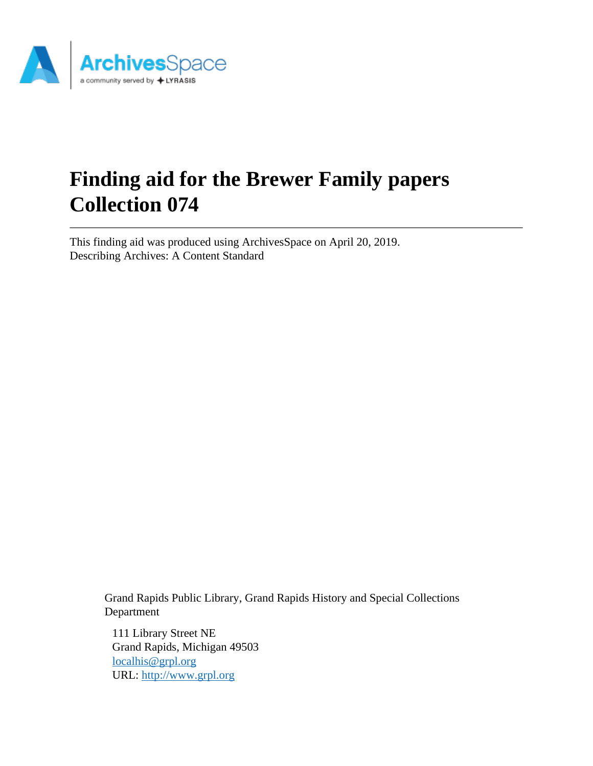# Finding aid for the Brewer Family papers Collection 074

---

This finding aid was produced using ArchivesSpace on April 20, 2019.
Describing Archives: A Content Standard

Grand Rapids Public Library, Grand Rapids History and Special Collections Department

111 Library Street NE
Grand Rapids, Michigan 49503
localhis@grpl.org
URL: http://www.grpl.org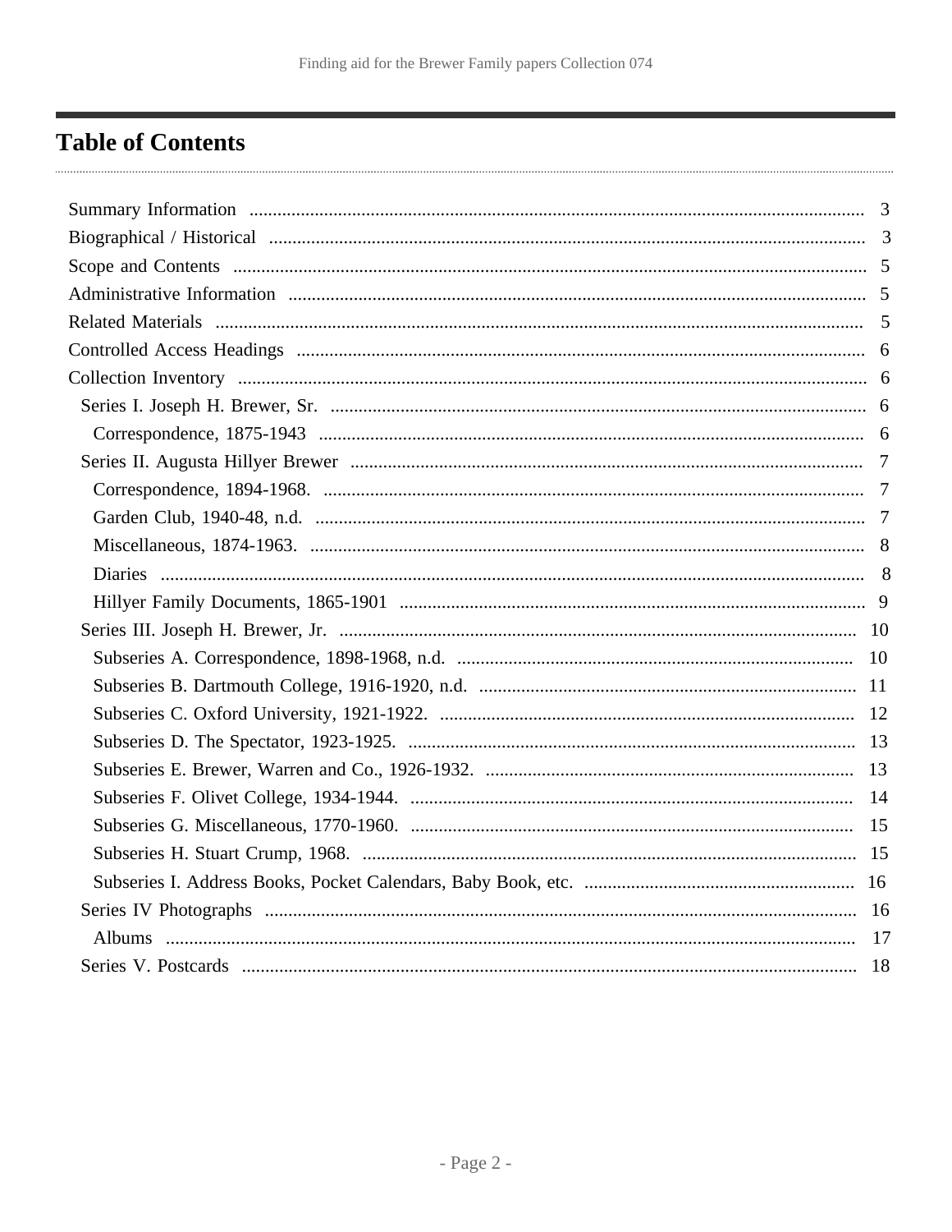# Table of Contents

- Summary Information ..... 3
- Biographical / Historical ..... 3
- Scope and Contents ..... 5
- Administrative Information ..... 5
- Related Materials ..... 5
- Controlled Access Headings ..... 6
- Collection Inventory ..... 6
  - Series I. Joseph H. Brewer, Sr. ..... 6
    - Correspondence, 1875-1943 ..... 6
  - Series II. Augusta Hillyer Brewer ..... 7
    - Correspondence, 1894-1968. ..... 7
    - Garden Club, 1940-48, n.d. ..... 7
    - Miscellaneous, 1874-1963. ..... 8
    - Diaries ..... 8
    - Hillyer Family Documents, 1865-1901 ..... 9
  - Series III. Joseph H. Brewer, Jr. ..... 10
    - Subseries A. Correspondence, 1898-1968, n.d. ..... 10
    - Subseries B. Dartmouth College, 1916-1920, n.d. ..... 11
    - Subseries C. Oxford University, 1921-1922. ..... 12
    - Subseries D. The Spectator, 1923-1925. ..... 13
    - Subseries E. Brewer, Warren and Co., 1926-1932. ..... 13
    - Subseries F. Olivet College, 1934-1944. ..... 14
    - Subseries G. Miscellaneous, 1770-1960. ..... 15
    - Subseries H. Stuart Crump, 1968. ..... 15
    - Subseries I. Address Books, Pocket Calendars, Baby Book, etc. ..... 16
  - Series IV Photographs ..... 16
    - Albums ..... 17
  - Series V. Postcards ..... 18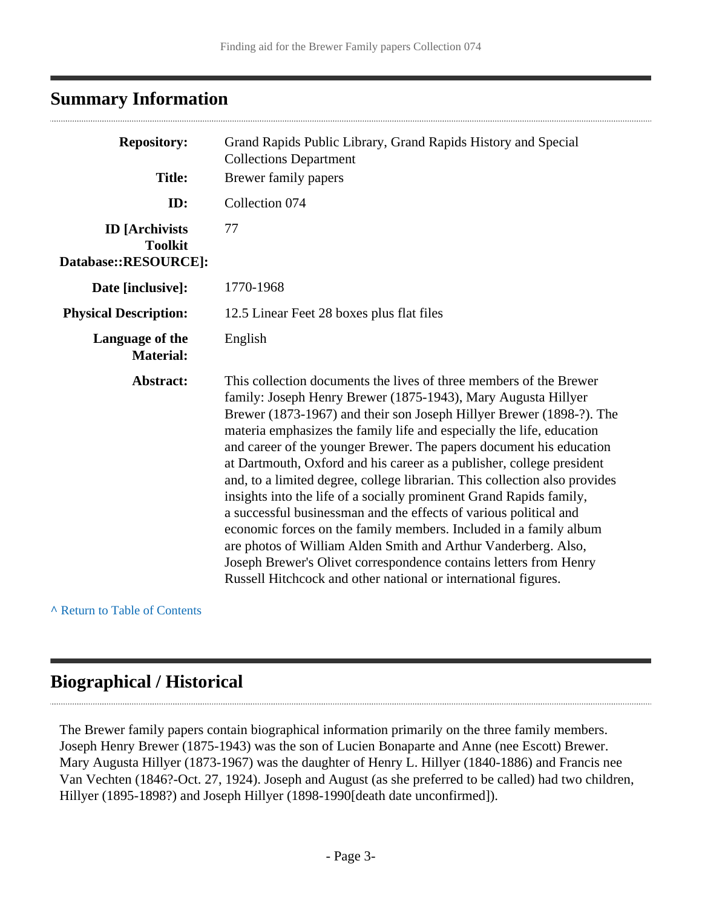## Summary Information

| | |
|---|---|
| **Repository:** | Grand Rapids Public Library, Grand Rapids History and Special Collections Department |
| **Title:** | Brewer family papers |
| **ID:** | Collection 074 |
| **ID [Archivists Toolkit Database::RESOURCE]:** | 77 |
| **Date [inclusive]:** | 1770-1968 |
| **Physical Description:** | 12.5 Linear Feet 28 boxes plus flat files |
| **Language of the Material:** | English |
| **Abstract:** | This collection documents the lives of three members of the Brewer family: Joseph Henry Brewer (1875-1943), Mary Augusta Hillyer Brewer (1873-1967) and their son Joseph Hillyer Brewer (1898-?). The materia emphasizes the family life and especially the life, education and career of the younger Brewer. The papers document his education at Dartmouth, Oxford and his career as a publisher, college president and, to a limited degree, college librarian. This collection also provides insights into the life of a socially prominent Grand Rapids family, a successful businessman and the effects of various political and economic forces on the family members. Included in a family album are photos of William Alden Smith and Arthur Vanderberg. Also, Joseph Brewer's Olivet correspondence contains letters from Henry Russell Hitchcock and other national or international figures. |

^ Return to Table of Contents

## Biographical / Historical

The Brewer family papers contain biographical information primarily on the three family members. Joseph Henry Brewer (1875-1943) was the son of Lucien Bonaparte and Anne (nee Escott) Brewer. Mary Augusta Hillyer (1873-1967) was the daughter of Henry L. Hillyer (1840-1886) and Francis nee Van Vechten (1846?-Oct. 27, 1924). Joseph and August (as she preferred to be called) had two children, Hillyer (1895-1898?) and Joseph Hillyer (1898-1990[death date unconfirmed]).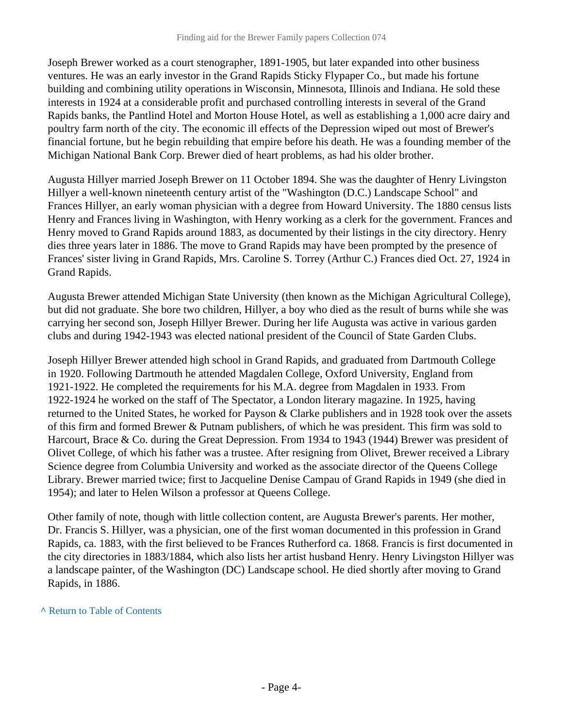Joseph Brewer worked as a court stenographer, 1891-1905, but later expanded into other business ventures. He was an early investor in the Grand Rapids Sticky Flypaper Co., but made his fortune building and combining utility operations in Wisconsin, Minnesota, Illinois and Indiana. He sold these interests in 1924 at a considerable profit and purchased controlling interests in several of the Grand Rapids banks, the Pantlind Hotel and Morton House Hotel, as well as establishing a 1,000 acre dairy and poultry farm north of the city. The economic ill effects of the Depression wiped out most of Brewer's financial fortune, but he begin rebuilding that empire before his death. He was a founding member of the Michigan National Bank Corp. Brewer died of heart problems, as had his older brother.

Augusta Hillyer married Joseph Brewer on 11 October 1894. She was the daughter of Henry Livingston Hillyer a well-known nineteenth century artist of the "Washington (D.C.) Landscape School" and Frances Hillyer, an early woman physician with a degree from Howard University. The 1880 census lists Henry and Frances living in Washington, with Henry working as a clerk for the government. Frances and Henry moved to Grand Rapids around 1883, as documented by their listings in the city directory. Henry dies three years later in 1886. The move to Grand Rapids may have been prompted by the presence of Frances' sister living in Grand Rapids, Mrs. Caroline S. Torrey (Arthur C.) Frances died Oct. 27, 1924 in Grand Rapids.

Augusta Brewer attended Michigan State University (then known as the Michigan Agricultural College), but did not graduate. She bore two children, Hillyer, a boy who died as the result of burns while she was carrying her second son, Joseph Hillyer Brewer. During her life Augusta was active in various garden clubs and during 1942-1943 was elected national president of the Council of State Garden Clubs.

Joseph Hillyer Brewer attended high school in Grand Rapids, and graduated from Dartmouth College in 1920. Following Dartmouth he attended Magdalen College, Oxford University, England from 1921-1922. He completed the requirements for his M.A. degree from Magdalen in 1933. From 1922-1924 he worked on the staff of The Spectator, a London literary magazine. In 1925, having returned to the United States, he worked for Payson & Clarke publishers and in 1928 took over the assets of this firm and formed Brewer & Putnam publishers, of which he was president. This firm was sold to Harcourt, Brace & Co. during the Great Depression. From 1934 to 1943 (1944) Brewer was president of Olivet College, of which his father was a trustee. After resigning from Olivet, Brewer received a Library Science degree from Columbia University and worked as the associate director of the Queens College Library. Brewer married twice; first to Jacqueline Denise Campau of Grand Rapids in 1949 (she died in 1954); and later to Helen Wilson a professor at Queens College.

Other family of note, though with little collection content, are Augusta Brewer's parents. Her mother, Dr. Francis S. Hillyer, was a physician, one of the first woman documented in this profession in Grand Rapids, ca. 1883, with the first believed to be Frances Rutherford ca. 1868. Francis is first documented in the city directories in 1883/1884, which also lists her artist husband Henry. Henry Livingston Hillyer was a landscape painter, of the Washington (DC) Landscape school. He died shortly after moving to Grand Rapids, in 1886.

^ Return to Table of Contents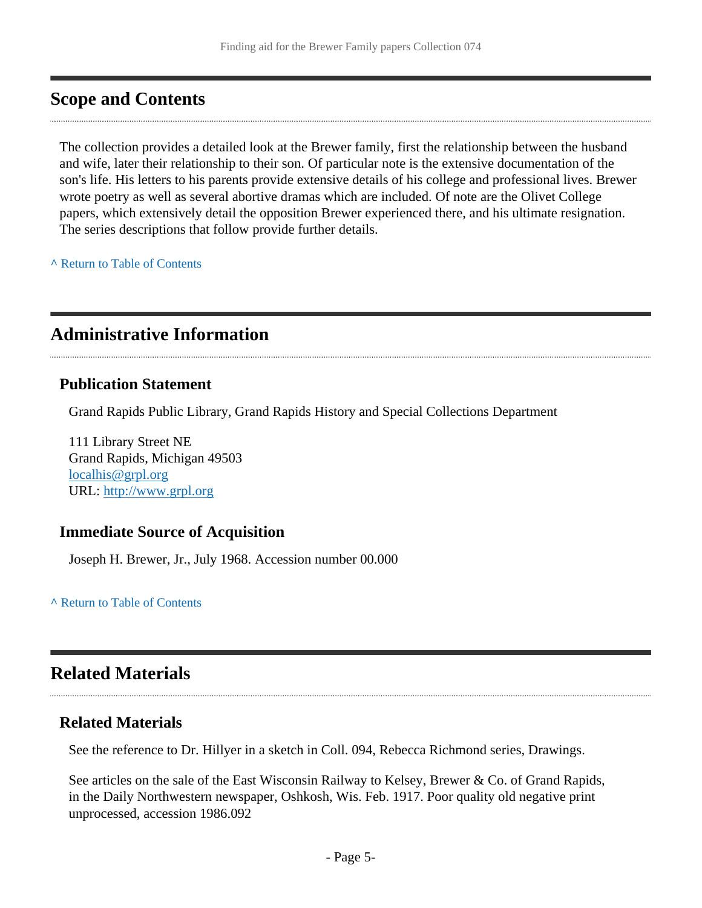## Scope and Contents

The collection provides a detailed look at the Brewer family, first the relationship between the husband and wife, later their relationship to their son. Of particular note is the extensive documentation of the son's life. His letters to his parents provide extensive details of his college and professional lives. Brewer wrote poetry as well as several abortive dramas which are included. Of note are the Olivet College papers, which extensively detail the opposition Brewer experienced there, and his ultimate resignation. The series descriptions that follow provide further details.

^ Return to Table of Contents

## Administrative Information

### Publication Statement

Grand Rapids Public Library, Grand Rapids History and Special Collections Department

111 Library Street NE
Grand Rapids, Michigan 49503
localhis@grpl.org
URL: http://www.grpl.org

### Immediate Source of Acquisition

Joseph H. Brewer, Jr., July 1968. Accession number 00.000

^ Return to Table of Contents

## Related Materials

### Related Materials

See the reference to Dr. Hillyer in a sketch in Coll. 094, Rebecca Richmond series, Drawings.

See articles on the sale of the East Wisconsin Railway to Kelsey, Brewer & Co. of Grand Rapids, in the Daily Northwestern newspaper, Oshkosh, Wis. Feb. 1917. Poor quality old negative print unprocessed, accession 1986.092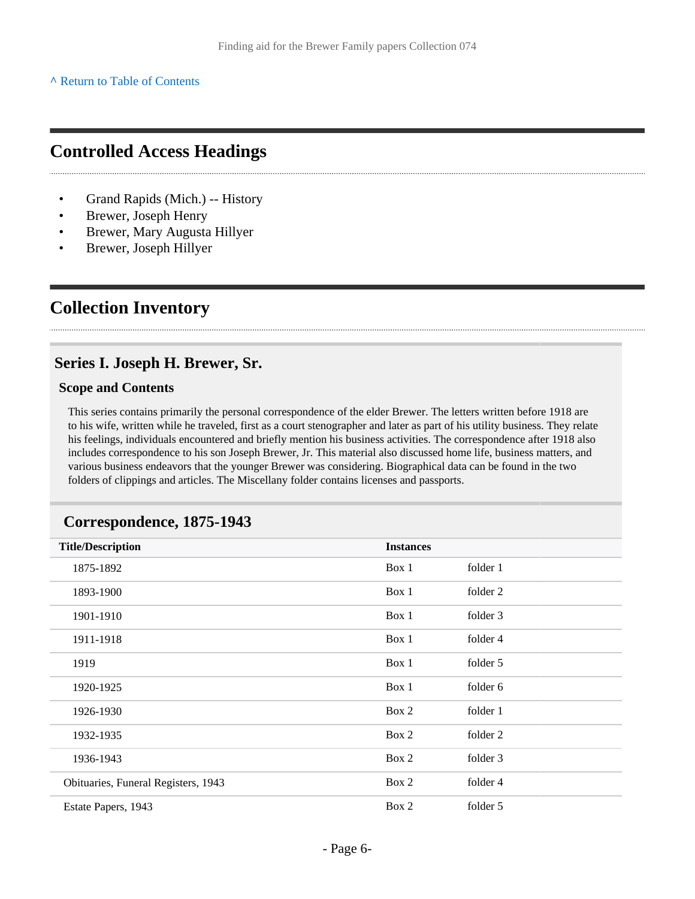^ Return to Table of Contents

## Controlled Access Headings

- Grand Rapids (Mich.) -- History
- Brewer, Joseph Henry
- Brewer, Mary Augusta Hillyer
- Brewer, Joseph Hillyer

## Collection Inventory

### Series I. Joseph H. Brewer, Sr.

#### Scope and Contents

This series contains primarily the personal correspondence of the elder Brewer. The letters written before 1918 are to his wife, written while he traveled, first as a court stenographer and later as part of his utility business. They relate his feelings, individuals encountered and briefly mention his business activities. The correspondence after 1918 also includes correspondence to his son Joseph Brewer, Jr. This material also discussed home life, business matters, and various business endeavors that the younger Brewer was considering. Biographical data can be found in the two folders of clippings and articles. The Miscellany folder contains licenses and passports.

### Correspondence, 1875-1943

| Title/Description | Instances | |
|---|---|---|
| 1875-1892 | Box 1 | folder 1 |
| 1893-1900 | Box 1 | folder 2 |
| 1901-1910 | Box 1 | folder 3 |
| 1911-1918 | Box 1 | folder 4 |
| 1919 | Box 1 | folder 5 |
| 1920-1925 | Box 1 | folder 6 |
| 1926-1930 | Box 2 | folder 1 |
| 1932-1935 | Box 2 | folder 2 |
| 1936-1943 | Box 2 | folder 3 |
| Obituaries, Funeral Registers, 1943 | Box 2 | folder 4 |
| Estate Papers, 1943 | Box 2 | folder 5 |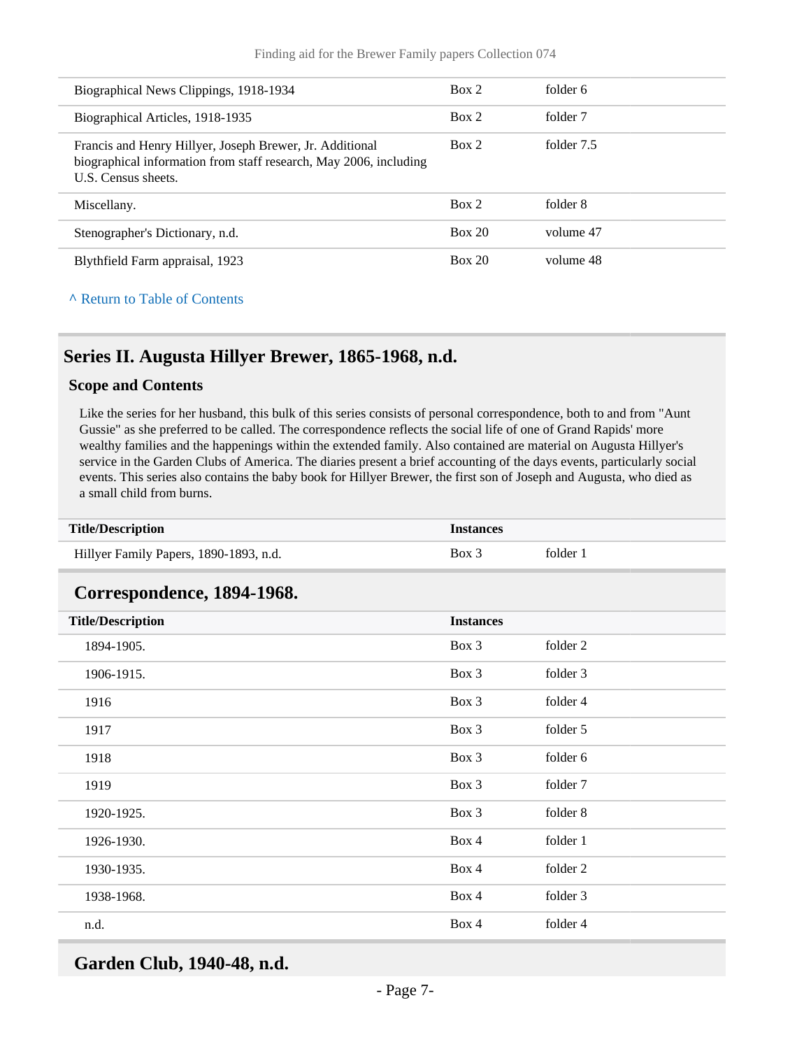| Title/Description | Instances | |
|---|---|---|
| Biographical News Clippings, 1918-1934 | Box 2 | folder 6 |
| Biographical Articles, 1918-1935 | Box 2 | folder 7 |
| Francis and Henry Hillyer, Joseph Brewer, Jr. Additional biographical information from staff research, May 2006, including U.S. Census sheets. | Box 2 | folder 7.5 |
| Miscellany. | Box 2 | folder 8 |
| Stenographer's Dictionary, n.d. | Box 20 | volume 47 |
| Blythfield Farm appraisal, 1923 | Box 20 | volume 48 |

^ Return to Table of Contents

## Series II. Augusta Hillyer Brewer, 1865-1968, n.d.

### Scope and Contents

Like the series for her husband, this bulk of this series consists of personal correspondence, both to and from "Aunt Gussie" as she preferred to be called. The correspondence reflects the social life of one of Grand Rapids' more wealthy families and the happenings within the extended family. Also contained are material on Augusta Hillyer's service in the Garden Clubs of America. The diaries present a brief accounting of the days events, particularly social events. This series also contains the baby book for Hillyer Brewer, the first son of Joseph and Augusta, who died as a small child from burns.

| Title/Description | Instances | |
|---|---|---|
| Hillyer Family Papers, 1890-1893, n.d. | Box 3 | folder 1 |

### Correspondence, 1894-1968.

| Title/Description | Instances | |
|---|---|---|
| 1894-1905. | Box 3 | folder 2 |
| 1906-1915. | Box 3 | folder 3 |
| 1916 | Box 3 | folder 4 |
| 1917 | Box 3 | folder 5 |
| 1918 | Box 3 | folder 6 |
| 1919 | Box 3 | folder 7 |
| 1920-1925. | Box 3 | folder 8 |
| 1926-1930. | Box 4 | folder 1 |
| 1930-1935. | Box 4 | folder 2 |
| 1938-1968. | Box 4 | folder 3 |
| n.d. | Box 4 | folder 4 |

### Garden Club, 1940-48, n.d.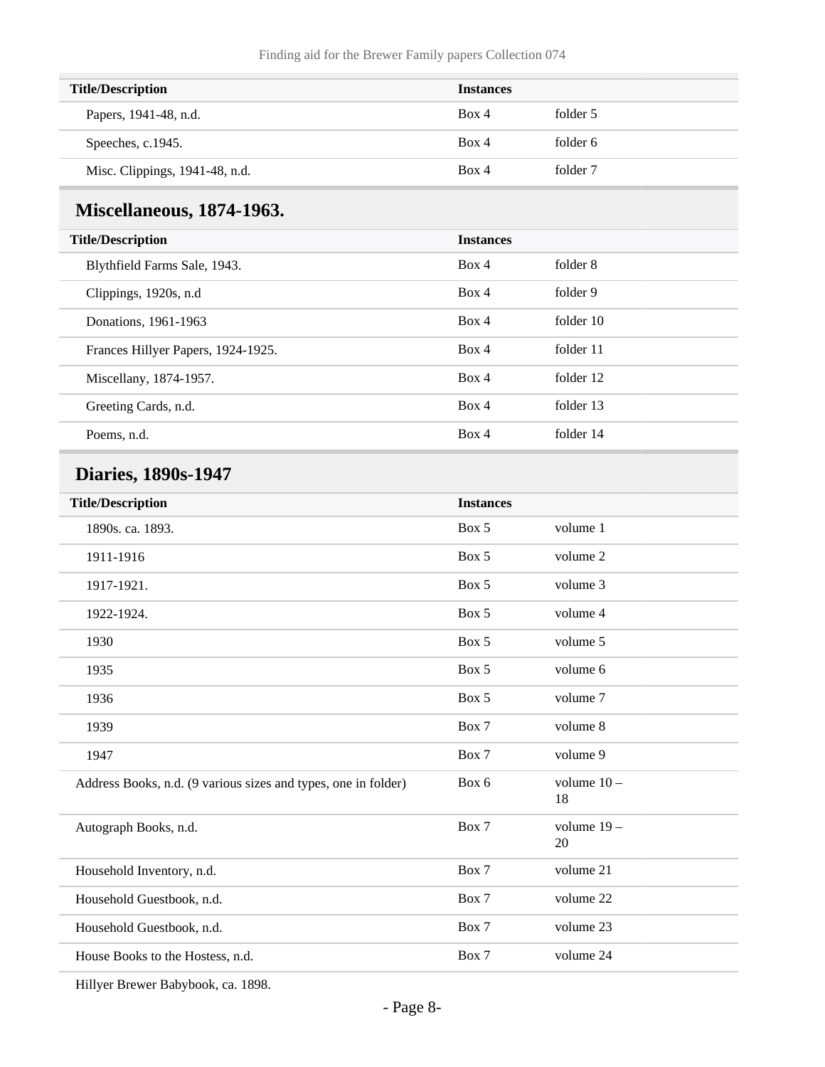| Title/Description | Instances | |
|---|---|---|
| Papers, 1941-48, n.d. | Box 4 | folder 5 |
| Speeches, c.1945. | Box 4 | folder 6 |
| Misc. Clippings, 1941-48, n.d. | Box 4 | folder 7 |

## Miscellaneous, 1874-1963.

| Title/Description | Instances | |
|---|---|---|
| Blythfield Farms Sale, 1943. | Box 4 | folder 8 |
| Clippings, 1920s, n.d | Box 4 | folder 9 |
| Donations, 1961-1963 | Box 4 | folder 10 |
| Frances Hillyer Papers, 1924-1925. | Box 4 | folder 11 |
| Miscellany, 1874-1957. | Box 4 | folder 12 |
| Greeting Cards, n.d. | Box 4 | folder 13 |
| Poems, n.d. | Box 4 | folder 14 |

## Diaries, 1890s-1947

| Title/Description | Instances | |
|---|---|---|
| 1890s. ca. 1893. | Box 5 | volume 1 |
| 1911-1916 | Box 5 | volume 2 |
| 1917-1921. | Box 5 | volume 3 |
| 1922-1924. | Box 5 | volume 4 |
| 1930 | Box 5 | volume 5 |
| 1935 | Box 5 | volume 6 |
| 1936 | Box 5 | volume 7 |
| 1939 | Box 7 | volume 8 |
| 1947 | Box 7 | volume 9 |
| Address Books, n.d. (9 various sizes and types, one in folder) | Box 6 | volume 10 – 18 |
| Autograph Books, n.d. | Box 7 | volume 19 – 20 |
| Household Inventory, n.d. | Box 7 | volume 21 |
| Household Guestbook, n.d. | Box 7 | volume 22 |
| Household Guestbook, n.d. | Box 7 | volume 23 |
| House Books to the Hostess, n.d. | Box 7 | volume 24 |
| Hillyer Brewer Babybook, ca. 1898. | | |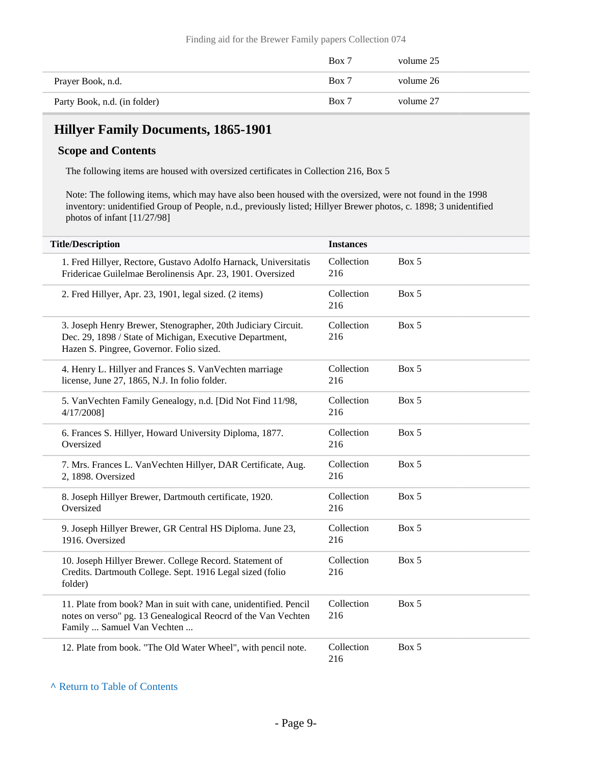| | | |
|---|---|---|
| | Box 7 | volume 25 |
| Prayer Book, n.d. | Box 7 | volume 26 |
| Party Book, n.d. (in folder) | Box 7 | volume 27 |

## Hillyer Family Documents, 1865-1901

### Scope and Contents

The following items are housed with oversized certificates in Collection 216, Box 5

Note: The following items, which may have also been housed with the oversized, were not found in the 1998 inventory: unidentified Group of People, n.d., previously listed; Hillyer Brewer photos, c. 1898; 3 unidentified photos of infant [11/27/98]

| Title/Description | Instances | |
|---|---|---|
| 1. Fred Hillyer, Rectore, Gustavo Adolfo Harnack, Universitatis Fridericae Guilelmae Berolinensis Apr. 23, 1901. Oversized | Collection 216 | Box 5 |
| 2. Fred Hillyer, Apr. 23, 1901, legal sized. (2 items) | Collection 216 | Box 5 |
| 3. Joseph Henry Brewer, Stenographer, 20th Judiciary Circuit. Dec. 29, 1898 / State of Michigan, Executive Department, Hazen S. Pingree, Governor. Folio sized. | Collection 216 | Box 5 |
| 4. Henry L. Hillyer and Frances S. VanVechten marriage license, June 27, 1865, N.J. In folio folder. | Collection 216 | Box 5 |
| 5. VanVechten Family Genealogy, n.d. [Did Not Find 11/98, 4/17/2008] | Collection 216 | Box 5 |
| 6. Frances S. Hillyer, Howard University Diploma, 1877. Oversized | Collection 216 | Box 5 |
| 7. Mrs. Frances L. VanVechten Hillyer, DAR Certificate, Aug. 2, 1898. Oversized | Collection 216 | Box 5 |
| 8. Joseph Hillyer Brewer, Dartmouth certificate, 1920. Oversized | Collection 216 | Box 5 |
| 9. Joseph Hillyer Brewer, GR Central HS Diploma. June 23, 1916. Oversized | Collection 216 | Box 5 |
| 10. Joseph Hillyer Brewer. College Record. Statement of Credits. Dartmouth College. Sept. 1916 Legal sized (folio folder) | Collection 216 | Box 5 |
| 11. Plate from book? Man in suit with cane, unidentified. Pencil notes on verso" pg. 13 Genealogical Reocrd of the Van Vechten Family ... Samuel Van Vechten ... | Collection 216 | Box 5 |
| 12. Plate from book. "The Old Water Wheel", with pencil note. | Collection 216 | Box 5 |

^ Return to Table of Contents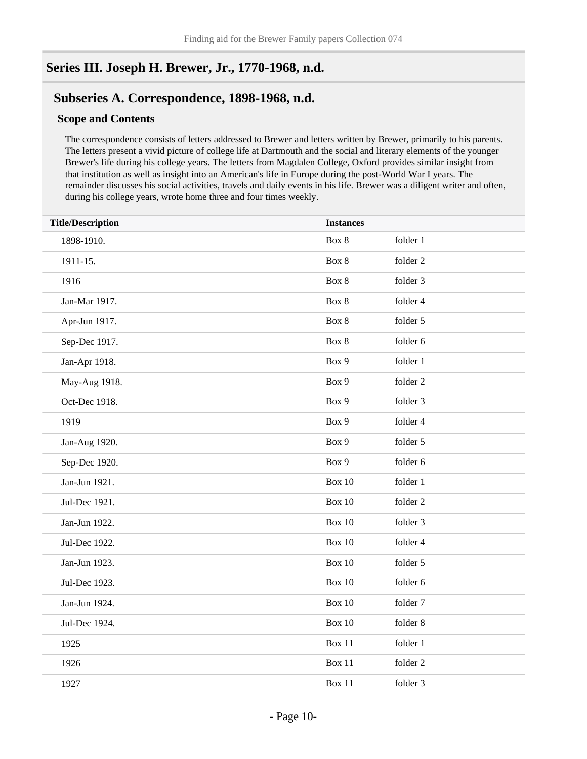## Series III. Joseph H. Brewer, Jr., 1770-1968, n.d.

### Subseries A. Correspondence, 1898-1968, n.d.

#### Scope and Contents

The correspondence consists of letters addressed to Brewer and letters written by Brewer, primarily to his parents. The letters present a vivid picture of college life at Dartmouth and the social and literary elements of the younger Brewer's life during his college years. The letters from Magdalen College, Oxford provides similar insight from that institution as well as insight into an American's life in Europe during the post-World War I years. The remainder discusses his social activities, travels and daily events in his life. Brewer was a diligent writer and often, during his college years, wrote home three and four times weekly.

| Title/Description | Instances | |
|---|---|---|
| 1898-1910. | Box 8 | folder 1 |
| 1911-15. | Box 8 | folder 2 |
| 1916 | Box 8 | folder 3 |
| Jan-Mar 1917. | Box 8 | folder 4 |
| Apr-Jun 1917. | Box 8 | folder 5 |
| Sep-Dec 1917. | Box 8 | folder 6 |
| Jan-Apr 1918. | Box 9 | folder 1 |
| May-Aug 1918. | Box 9 | folder 2 |
| Oct-Dec 1918. | Box 9 | folder 3 |
| 1919 | Box 9 | folder 4 |
| Jan-Aug 1920. | Box 9 | folder 5 |
| Sep-Dec 1920. | Box 9 | folder 6 |
| Jan-Jun 1921. | Box 10 | folder 1 |
| Jul-Dec 1921. | Box 10 | folder 2 |
| Jan-Jun 1922. | Box 10 | folder 3 |
| Jul-Dec 1922. | Box 10 | folder 4 |
| Jan-Jun 1923. | Box 10 | folder 5 |
| Jul-Dec 1923. | Box 10 | folder 6 |
| Jan-Jun 1924. | Box 10 | folder 7 |
| Jul-Dec 1924. | Box 10 | folder 8 |
| 1925 | Box 11 | folder 1 |
| 1926 | Box 11 | folder 2 |
| 1927 | Box 11 | folder 3 |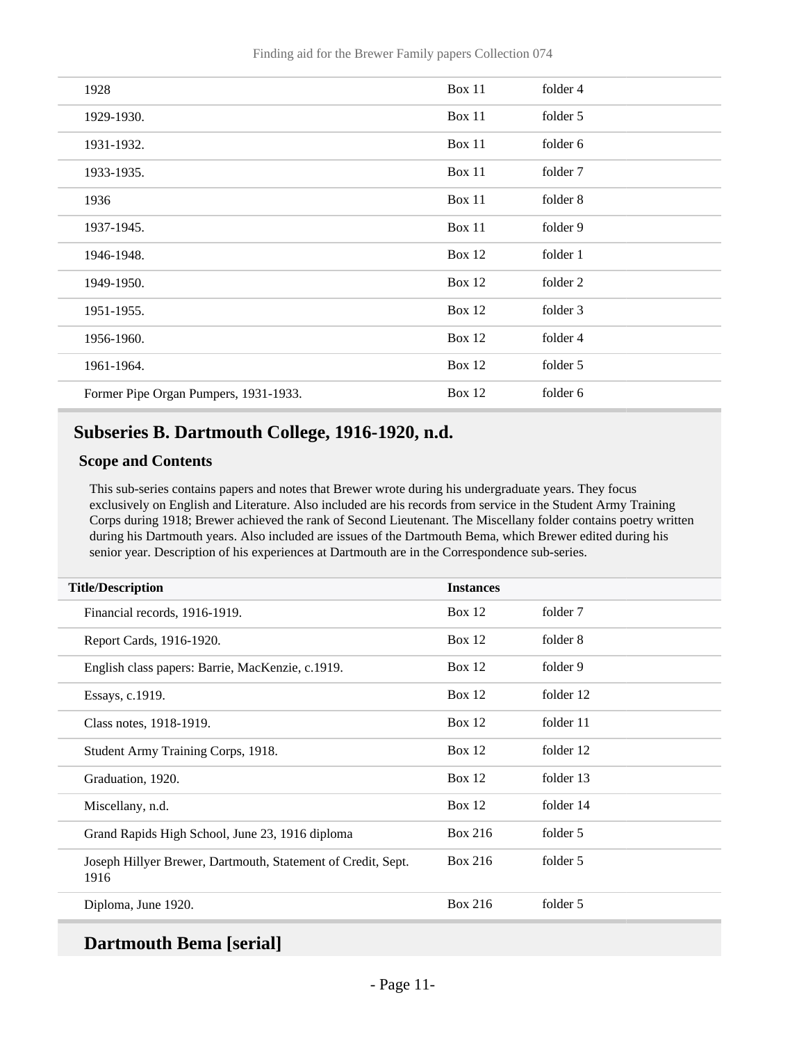| | | |
|---|---|---|
| 1928 | Box 11 | folder 4 |
| 1929-1930. | Box 11 | folder 5 |
| 1931-1932. | Box 11 | folder 6 |
| 1933-1935. | Box 11 | folder 7 |
| 1936 | Box 11 | folder 8 |
| 1937-1945. | Box 11 | folder 9 |
| 1946-1948. | Box 12 | folder 1 |
| 1949-1950. | Box 12 | folder 2 |
| 1951-1955. | Box 12 | folder 3 |
| 1956-1960. | Box 12 | folder 4 |
| 1961-1964. | Box 12 | folder 5 |
| Former Pipe Organ Pumpers, 1931-1933. | Box 12 | folder 6 |

## Subseries B. Dartmouth College, 1916-1920, n.d.

### Scope and Contents

This sub-series contains papers and notes that Brewer wrote during his undergraduate years. They focus exclusively on English and Literature. Also included are his records from service in the Student Army Training Corps during 1918; Brewer achieved the rank of Second Lieutenant. The Miscellany folder contains poetry written during his Dartmouth years. Also included are issues of the Dartmouth Bema, which Brewer edited during his senior year. Description of his experiences at Dartmouth are in the Correspondence sub-series.

| Title/Description | Instances | |
|---|---|---|
| Financial records, 1916-1919. | Box 12 | folder 7 |
| Report Cards, 1916-1920. | Box 12 | folder 8 |
| English class papers: Barrie, MacKenzie, c.1919. | Box 12 | folder 9 |
| Essays, c.1919. | Box 12 | folder 12 |
| Class notes, 1918-1919. | Box 12 | folder 11 |
| Student Army Training Corps, 1918. | Box 12 | folder 12 |
| Graduation, 1920. | Box 12 | folder 13 |
| Miscellany, n.d. | Box 12 | folder 14 |
| Grand Rapids High School, June 23, 1916 diploma | Box 216 | folder 5 |
| Joseph Hillyer Brewer, Dartmouth, Statement of Credit, Sept. 1916 | Box 216 | folder 5 |
| Diploma, June 1920. | Box 216 | folder 5 |

### Dartmouth Bema [serial]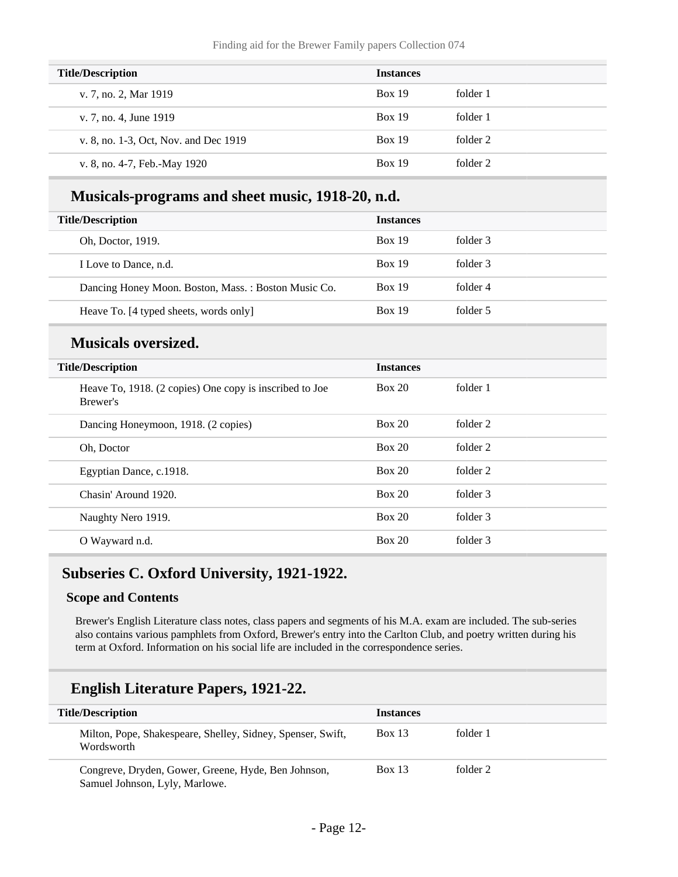| Title/Description | Instances | |
|---|---|---|
| v. 7, no. 2, Mar 1919 | Box 19 | folder 1 |
| v. 7, no. 4, June 1919 | Box 19 | folder 1 |
| v. 8, no. 1-3, Oct, Nov. and Dec 1919 | Box 19 | folder 2 |
| v. 8, no. 4-7, Feb.-May 1920 | Box 19 | folder 2 |

### Musicals-programs and sheet music, 1918-20, n.d.

| Title/Description | Instances | |
|---|---|---|
| Oh, Doctor, 1919. | Box 19 | folder 3 |
| I Love to Dance, n.d. | Box 19 | folder 3 |
| Dancing Honey Moon. Boston, Mass. : Boston Music Co. | Box 19 | folder 4 |
| Heave To. [4 typed sheets, words only] | Box 19 | folder 5 |

### Musicals oversized.

| Title/Description | Instances | |
|---|---|---|
| Heave To, 1918. (2 copies) One copy is inscribed to Joe Brewer's | Box 20 | folder 1 |
| Dancing Honeymoon, 1918. (2 copies) | Box 20 | folder 2 |
| Oh, Doctor | Box 20 | folder 2 |
| Egyptian Dance, c.1918. | Box 20 | folder 2 |
| Chasin' Around 1920. | Box 20 | folder 3 |
| Naughty Nero 1919. | Box 20 | folder 3 |
| O Wayward n.d. | Box 20 | folder 3 |

## Subseries C. Oxford University, 1921-1922.

#### Scope and Contents

Brewer's English Literature class notes, class papers and segments of his M.A. exam are included. The sub-series also contains various pamphlets from Oxford, Brewer's entry into the Carlton Club, and poetry written during his term at Oxford. Information on his social life are included in the correspondence series.

### English Literature Papers, 1921-22.

| Title/Description | Instances | |
|---|---|---|
| Milton, Pope, Shakespeare, Shelley, Sidney, Spenser, Swift, Wordsworth | Box 13 | folder 1 |
| Congreve, Dryden, Gower, Greene, Hyde, Ben Johnson, Samuel Johnson, Lyly, Marlowe. | Box 13 | folder 2 |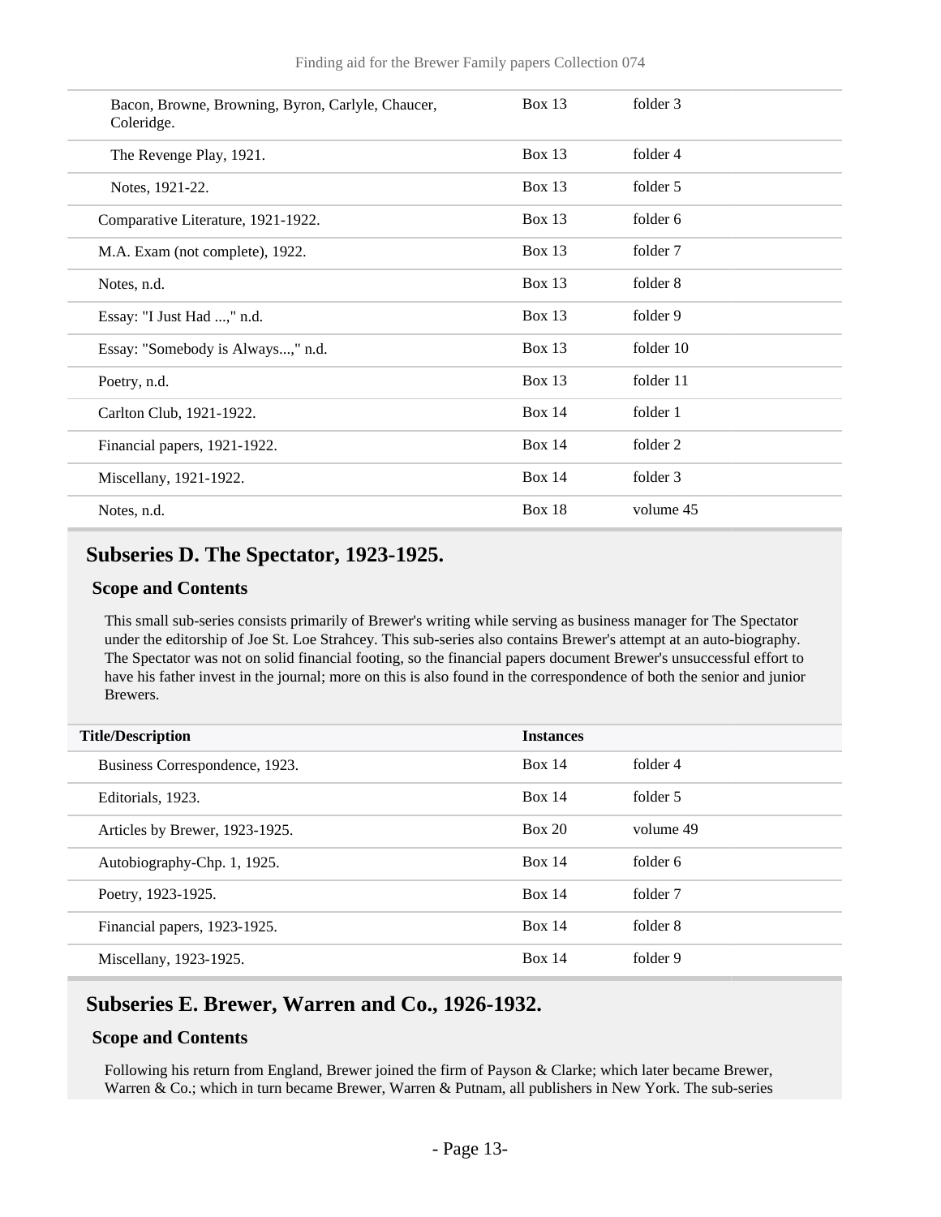| Title/Description | Instances | |
|---|---|---|
| Bacon, Browne, Browning, Byron, Carlyle, Chaucer, Coleridge. | Box 13 | folder 3 |
| The Revenge Play, 1921. | Box 13 | folder 4 |
| Notes, 1921-22. | Box 13 | folder 5 |
| Comparative Literature, 1921-1922. | Box 13 | folder 6 |
| M.A. Exam (not complete), 1922. | Box 13 | folder 7 |
| Notes, n.d. | Box 13 | folder 8 |
| Essay: "I Just Had ...," n.d. | Box 13 | folder 9 |
| Essay: "Somebody is Always...," n.d. | Box 13 | folder 10 |
| Poetry, n.d. | Box 13 | folder 11 |
| Carlton Club, 1921-1922. | Box 14 | folder 1 |
| Financial papers, 1921-1922. | Box 14 | folder 2 |
| Miscellany, 1921-1922. | Box 14 | folder 3 |
| Notes, n.d. | Box 18 | volume 45 |

## Subseries D. The Spectator, 1923-1925.

### Scope and Contents

This small sub-series consists primarily of Brewer's writing while serving as business manager for The Spectator under the editorship of Joe St. Loe Strahcey. This sub-series also contains Brewer's attempt at an auto-biography. The Spectator was not on solid financial footing, so the financial papers document Brewer's unsuccessful effort to have his father invest in the journal; more on this is also found in the correspondence of both the senior and junior Brewers.

| Title/Description | Instances | |
|---|---|---|
| Business Correspondence, 1923. | Box 14 | folder 4 |
| Editorials, 1923. | Box 14 | folder 5 |
| Articles by Brewer, 1923-1925. | Box 20 | volume 49 |
| Autobiography-Chp. 1, 1925. | Box 14 | folder 6 |
| Poetry, 1923-1925. | Box 14 | folder 7 |
| Financial papers, 1923-1925. | Box 14 | folder 8 |
| Miscellany, 1923-1925. | Box 14 | folder 9 |

## Subseries E. Brewer, Warren and Co., 1926-1932.

### Scope and Contents

Following his return from England, Brewer joined the firm of Payson & Clarke; which later became Brewer, Warren & Co.; which in turn became Brewer, Warren & Putnam, all publishers in New York. The sub-series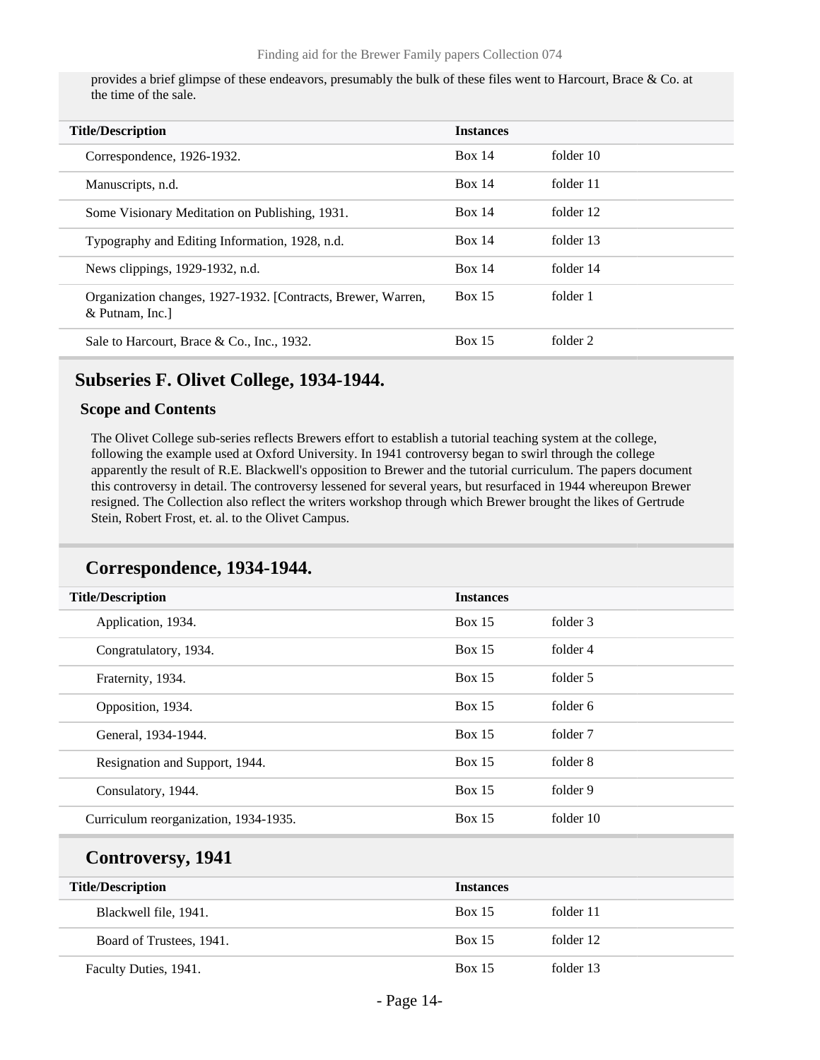provides a brief glimpse of these endeavors, presumably the bulk of these files went to Harcourt, Brace & Co. at the time of the sale.

| Title/Description | Instances | |
|---|---|---|
| Correspondence, 1926-1932. | Box 14 | folder 10 |
| Manuscripts, n.d. | Box 14 | folder 11 |
| Some Visionary Meditation on Publishing, 1931. | Box 14 | folder 12 |
| Typography and Editing Information, 1928, n.d. | Box 14 | folder 13 |
| News clippings, 1929-1932, n.d. | Box 14 | folder 14 |
| Organization changes, 1927-1932. [Contracts, Brewer, Warren, & Putnam, Inc.] | Box 15 | folder 1 |
| Sale to Harcourt, Brace & Co., Inc., 1932. | Box 15 | folder 2 |

## Subseries F. Olivet College, 1934-1944.

### Scope and Contents

The Olivet College sub-series reflects Brewers effort to establish a tutorial teaching system at the college, following the example used at Oxford University. In 1941 controversy began to swirl through the college apparently the result of R.E. Blackwell's opposition to Brewer and the tutorial curriculum. The papers document this controversy in detail. The controversy lessened for several years, but resurfaced in 1944 whereupon Brewer resigned. The Collection also reflect the writers workshop through which Brewer brought the likes of Gertrude Stein, Robert Frost, et. al. to the Olivet Campus.

## Correspondence, 1934-1944.

| Title/Description | Instances | |
|---|---|---|
| Application, 1934. | Box 15 | folder 3 |
| Congratulatory, 1934. | Box 15 | folder 4 |
| Fraternity, 1934. | Box 15 | folder 5 |
| Opposition, 1934. | Box 15 | folder 6 |
| General, 1934-1944. | Box 15 | folder 7 |
| Resignation and Support, 1944. | Box 15 | folder 8 |
| Consulatory, 1944. | Box 15 | folder 9 |
| Curriculum reorganization, 1934-1935. | Box 15 | folder 10 |

## Controversy, 1941

| Title/Description | Instances | |
|---|---|---|
| Blackwell file, 1941. | Box 15 | folder 11 |
| Board of Trustees, 1941. | Box 15 | folder 12 |
| Faculty Duties, 1941. | Box 15 | folder 13 |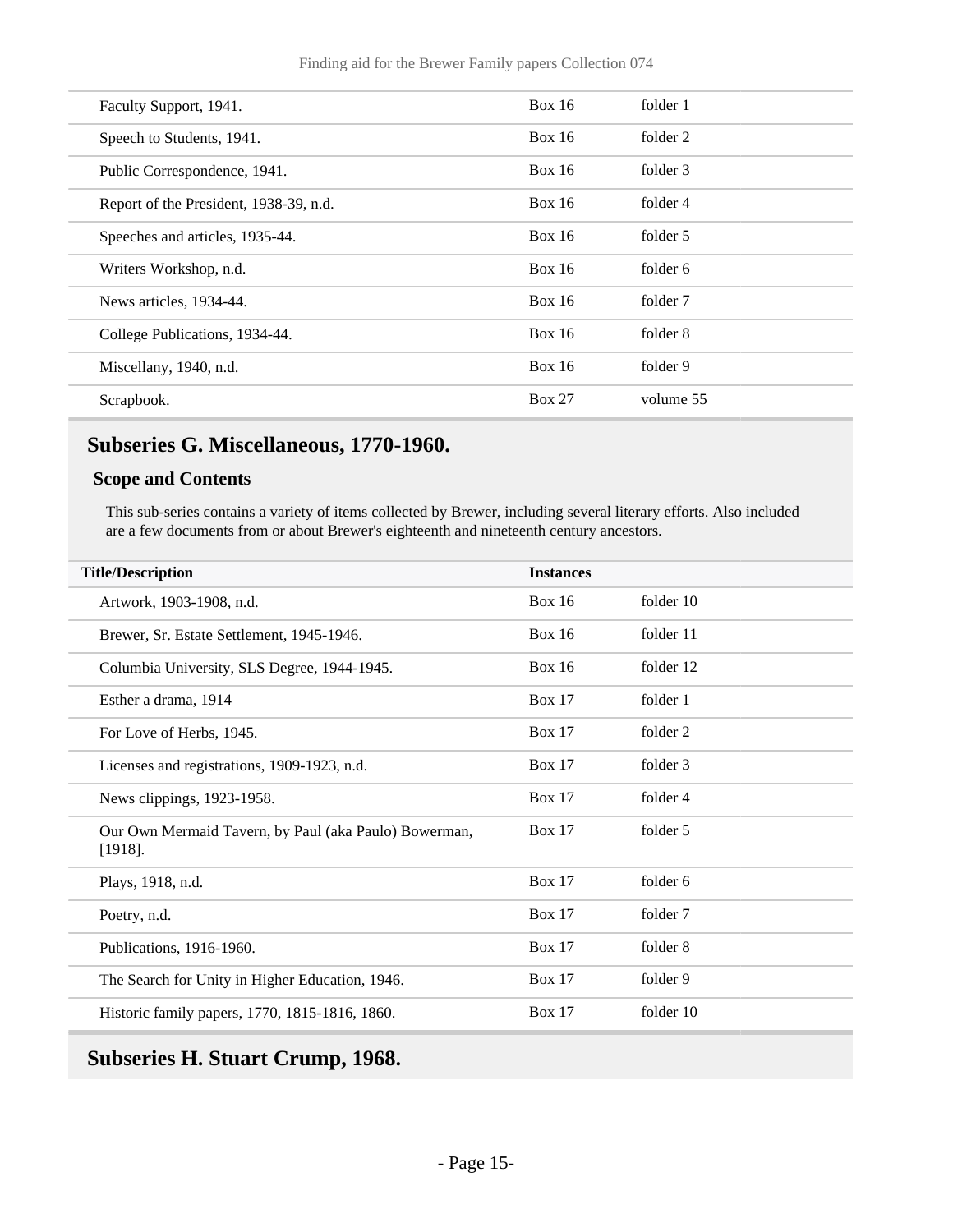| | | |
|---|---|---|
| Faculty Support, 1941. | Box 16 | folder 1 |
| Speech to Students, 1941. | Box 16 | folder 2 |
| Public Correspondence, 1941. | Box 16 | folder 3 |
| Report of the President, 1938-39, n.d. | Box 16 | folder 4 |
| Speeches and articles, 1935-44. | Box 16 | folder 5 |
| Writers Workshop, n.d. | Box 16 | folder 6 |
| News articles, 1934-44. | Box 16 | folder 7 |
| College Publications, 1934-44. | Box 16 | folder 8 |
| Miscellany, 1940, n.d. | Box 16 | folder 9 |
| Scrapbook. | Box 27 | volume 55 |

## Subseries G. Miscellaneous, 1770-1960.

### Scope and Contents

This sub-series contains a variety of items collected by Brewer, including several literary efforts. Also included are a few documents from or about Brewer's eighteenth and nineteenth century ancestors.

| Title/Description | Instances | |
|---|---|---|
| Artwork, 1903-1908, n.d. | Box 16 | folder 10 |
| Brewer, Sr. Estate Settlement, 1945-1946. | Box 16 | folder 11 |
| Columbia University, SLS Degree, 1944-1945. | Box 16 | folder 12 |
| Esther a drama, 1914 | Box 17 | folder 1 |
| For Love of Herbs, 1945. | Box 17 | folder 2 |
| Licenses and registrations, 1909-1923, n.d. | Box 17 | folder 3 |
| News clippings, 1923-1958. | Box 17 | folder 4 |
| Our Own Mermaid Tavern, by Paul (aka Paulo) Bowerman, [1918]. | Box 17 | folder 5 |
| Plays, 1918, n.d. | Box 17 | folder 6 |
| Poetry, n.d. | Box 17 | folder 7 |
| Publications, 1916-1960. | Box 17 | folder 8 |
| The Search for Unity in Higher Education, 1946. | Box 17 | folder 9 |
| Historic family papers, 1770, 1815-1816, 1860. | Box 17 | folder 10 |

## Subseries H. Stuart Crump, 1968.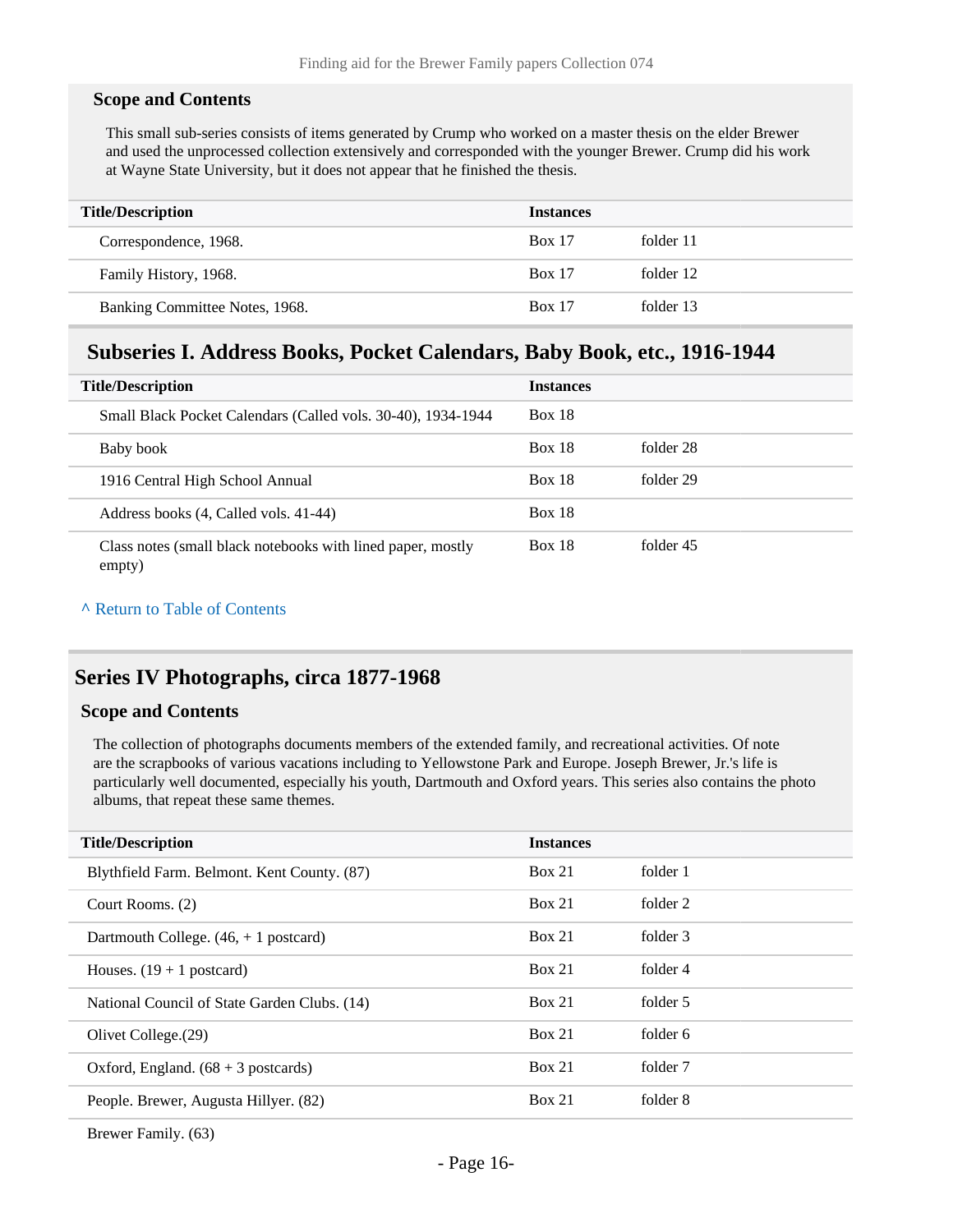### Scope and Contents

This small sub-series consists of items generated by Crump who worked on a master thesis on the elder Brewer and used the unprocessed collection extensively and corresponded with the younger Brewer. Crump did his work at Wayne State University, but it does not appear that he finished the thesis.

| Title/Description | Instances | |
|---|---|---|
| Correspondence, 1968. | Box 17 | folder 11 |
| Family History, 1968. | Box 17 | folder 12 |
| Banking Committee Notes, 1968. | Box 17 | folder 13 |

## Subseries I. Address Books, Pocket Calendars, Baby Book, etc., 1916-1944

| Title/Description | Instances | |
|---|---|---|
| Small Black Pocket Calendars (Called vols. 30-40), 1934-1944 | Box 18 | |
| Baby book | Box 18 | folder 28 |
| 1916 Central High School Annual | Box 18 | folder 29 |
| Address books (4, Called vols. 41-44) | Box 18 | |
| Class notes (small black notebooks with lined paper, mostly empty) | Box 18 | folder 45 |

^ Return to Table of Contents

## Series IV Photographs, circa 1877-1968

### Scope and Contents

The collection of photographs documents members of the extended family, and recreational activities. Of note are the scrapbooks of various vacations including to Yellowstone Park and Europe. Joseph Brewer, Jr.'s life is particularly well documented, especially his youth, Dartmouth and Oxford years. This series also contains the photo albums, that repeat these same themes.

| Title/Description | Instances | |
|---|---|---|
| Blythfield Farm. Belmont. Kent County. (87) | Box 21 | folder 1 |
| Court Rooms. (2) | Box 21 | folder 2 |
| Dartmouth College. (46, + 1 postcard) | Box 21 | folder 3 |
| Houses. (19 + 1 postcard) | Box 21 | folder 4 |
| National Council of State Garden Clubs. (14) | Box 21 | folder 5 |
| Olivet College.(29) | Box 21 | folder 6 |
| Oxford, England. (68 + 3 postcards) | Box 21 | folder 7 |
| People. Brewer, Augusta Hillyer. (82) | Box 21 | folder 8 |
| Brewer Family. (63) | | |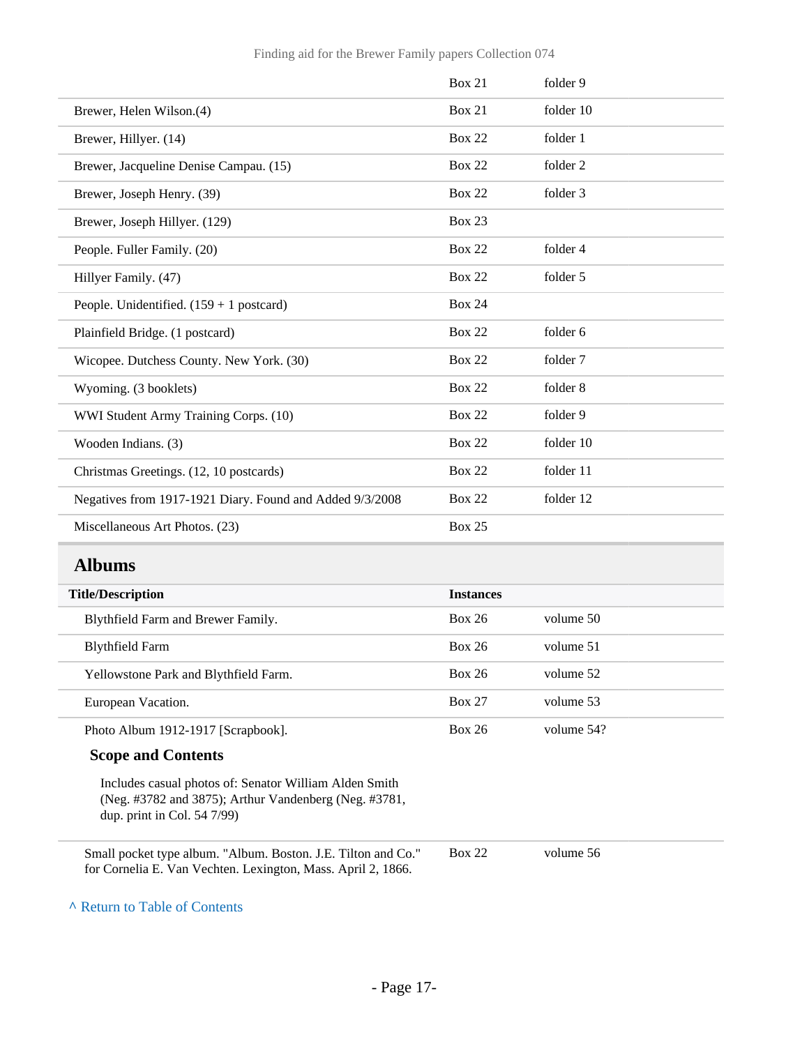| | | |
|---|---|---|
| | Box 21 | folder 9 |
| Brewer, Helen Wilson.(4) | Box 21 | folder 10 |
| Brewer, Hillyer. (14) | Box 22 | folder 1 |
| Brewer, Jacqueline Denise Campau. (15) | Box 22 | folder 2 |
| Brewer, Joseph Henry. (39) | Box 22 | folder 3 |
| Brewer, Joseph Hillyer. (129) | Box 23 | |
| People. Fuller Family. (20) | Box 22 | folder 4 |
| Hillyer Family. (47) | Box 22 | folder 5 |
| People. Unidentified. (159 + 1 postcard) | Box 24 | |
| Plainfield Bridge. (1 postcard) | Box 22 | folder 6 |
| Wicopee. Dutchess County. New York. (30) | Box 22 | folder 7 |
| Wyoming. (3 booklets) | Box 22 | folder 8 |
| WWI Student Army Training Corps. (10) | Box 22 | folder 9 |
| Wooden Indians. (3) | Box 22 | folder 10 |
| Christmas Greetings. (12, 10 postcards) | Box 22 | folder 11 |
| Negatives from 1917-1921 Diary. Found and Added 9/3/2008 | Box 22 | folder 12 |
| Miscellaneous Art Photos. (23) | Box 25 | |

## Albums

| Title/Description | Instances | |
|---|---|---|
| Blythfield Farm and Brewer Family. | Box 26 | volume 50 |
| Blythfield Farm | Box 26 | volume 51 |
| Yellowstone Park and Blythfield Farm. | Box 26 | volume 52 |
| European Vacation. | Box 27 | volume 53 |
| Photo Album 1912-1917 [Scrapbook]. | Box 26 | volume 54? |

### Scope and Contents

Includes casual photos of: Senator William Alden Smith (Neg. #3782 and 3875); Arthur Vandenberg (Neg. #3781, dup. print in Col. 54 7/99)

| | | |
|---|---|---|
| Small pocket type album. "Album. Boston. J.E. Tilton and Co." for Cornelia E. Van Vechten. Lexington, Mass. April 2, 1866. | Box 22 | volume 56 |

^ Return to Table of Contents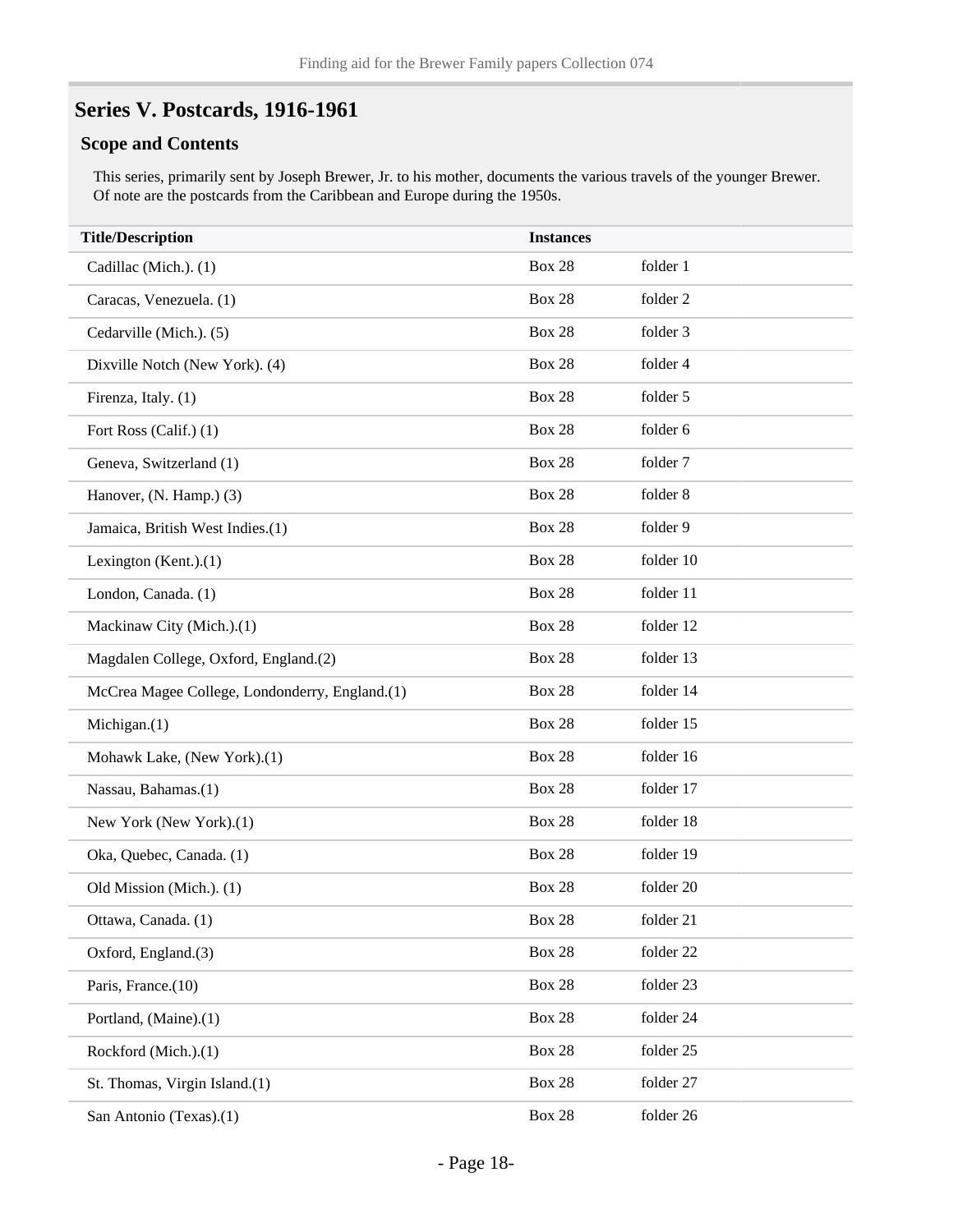## Series V. Postcards, 1916-1961

### Scope and Contents

This series, primarily sent by Joseph Brewer, Jr. to his mother, documents the various travels of the younger Brewer. Of note are the postcards from the Caribbean and Europe during the 1950s.

| Title/Description | Instances | |
|---|---|---|
| Cadillac (Mich.). (1) | Box 28 | folder 1 |
| Caracas, Venezuela. (1) | Box 28 | folder 2 |
| Cedarville (Mich.). (5) | Box 28 | folder 3 |
| Dixville Notch (New York). (4) | Box 28 | folder 4 |
| Firenza, Italy. (1) | Box 28 | folder 5 |
| Fort Ross (Calif.) (1) | Box 28 | folder 6 |
| Geneva, Switzerland (1) | Box 28 | folder 7 |
| Hanover, (N. Hamp.) (3) | Box 28 | folder 8 |
| Jamaica, British West Indies.(1) | Box 28 | folder 9 |
| Lexington (Kent.).(1) | Box 28 | folder 10 |
| London, Canada. (1) | Box 28 | folder 11 |
| Mackinaw City (Mich.).(1) | Box 28 | folder 12 |
| Magdalen College, Oxford, England.(2) | Box 28 | folder 13 |
| McCrea Magee College, Londonderry, England.(1) | Box 28 | folder 14 |
| Michigan.(1) | Box 28 | folder 15 |
| Mohawk Lake, (New York).(1) | Box 28 | folder 16 |
| Nassau, Bahamas.(1) | Box 28 | folder 17 |
| New York (New York).(1) | Box 28 | folder 18 |
| Oka, Quebec, Canada. (1) | Box 28 | folder 19 |
| Old Mission (Mich.). (1) | Box 28 | folder 20 |
| Ottawa, Canada. (1) | Box 28 | folder 21 |
| Oxford, England.(3) | Box 28 | folder 22 |
| Paris, France.(10) | Box 28 | folder 23 |
| Portland, (Maine).(1) | Box 28 | folder 24 |
| Rockford (Mich.).(1) | Box 28 | folder 25 |
| St. Thomas, Virgin Island.(1) | Box 28 | folder 27 |
| San Antonio (Texas).(1) | Box 28 | folder 26 |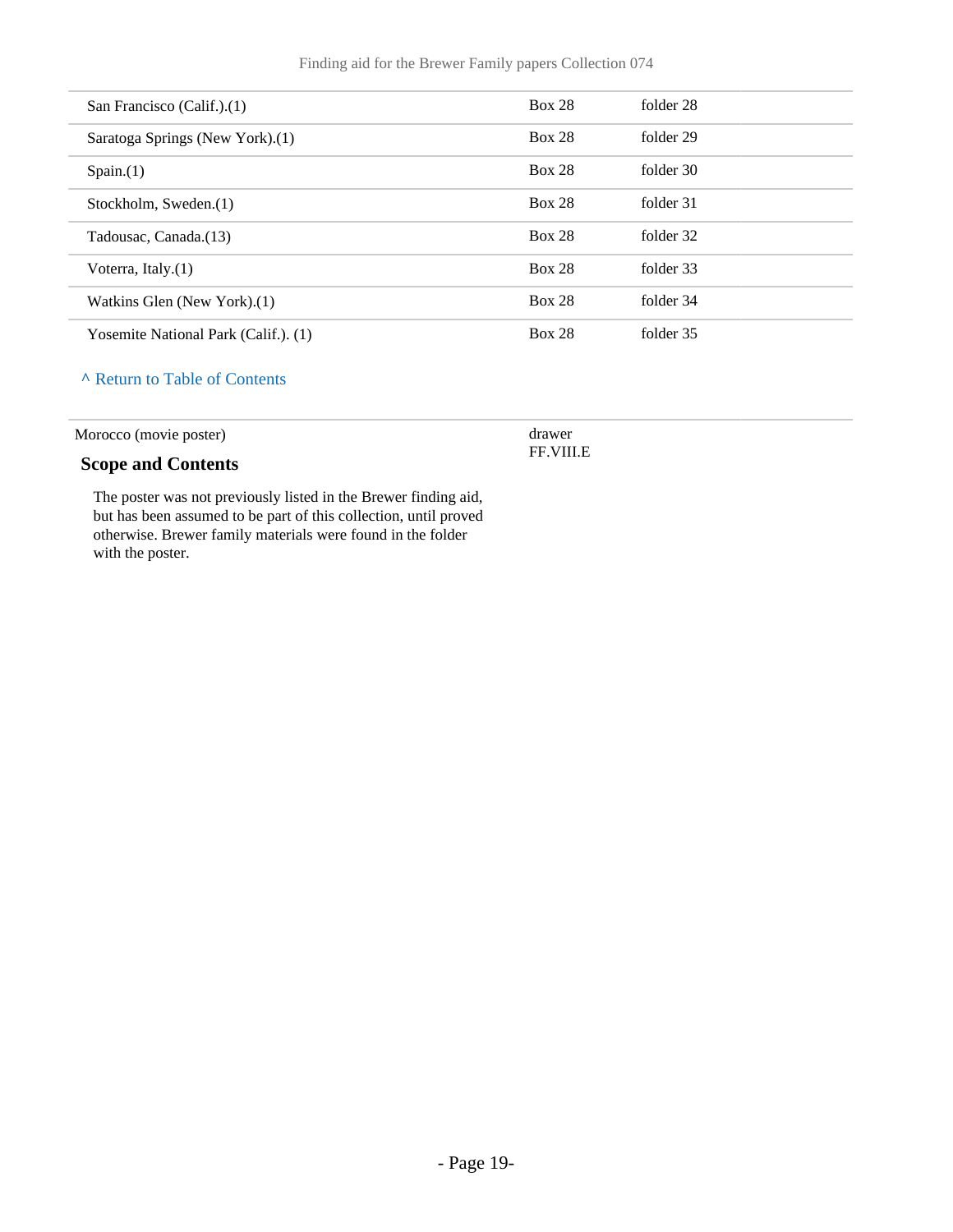| | | |
|---|---|---|
| San Francisco (Calif.).(1) | Box 28 | folder 28 |
| Saratoga Springs (New York).(1) | Box 28 | folder 29 |
| Spain.(1) | Box 28 | folder 30 |
| Stockholm, Sweden.(1) | Box 28 | folder 31 |
| Tadousac, Canada.(13) | Box 28 | folder 32 |
| Voterra, Italy.(1) | Box 28 | folder 33 |
| Watkins Glen (New York).(1) | Box 28 | folder 34 |
| Yosemite National Park (Calif.). (1) | Box 28 | folder 35 |

^ Return to Table of Contents

| | |
|---|---|
| Morocco (movie poster) | drawer FF.VIII.E |

### Scope and Contents

The poster was not previously listed in the Brewer finding aid, but has been assumed to be part of this collection, until proved otherwise. Brewer family materials were found in the folder with the poster.